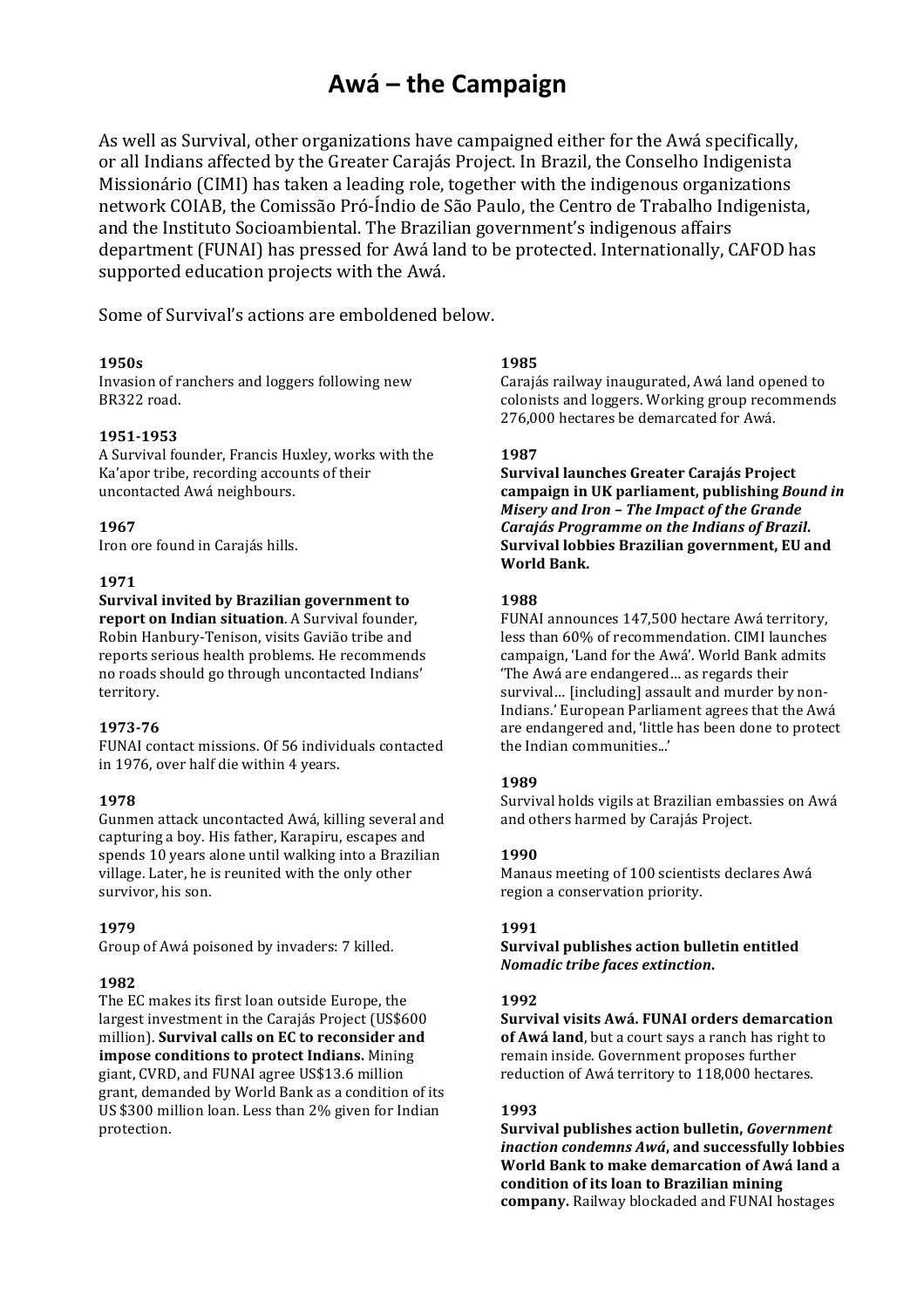# Awá – the Campaign

As well as Survival, other organizations have campaigned either for the Awá specifically, or all Indians affected by the Greater Carajás Project. In Brazil, the Conselho Indigenista Missionário (CIMI) has taken a leading role, together with the indigenous organizations network COIAB, the Comissão Pró-Índio de São Paulo, the Centro de Trabalho Indigenista, and the Instituto Socioambiental. The Brazilian government's indigenous affairs department (FUNAI) has pressed for Awá land to be protected. Internationally, CAFOD has supported education projects with the Awá.

Some of Survival's actions are emboldened below.

**1950s**
Invasion of ranchers and loggers following new BR322 road.

**1951-1953**
A Survival founder, Francis Huxley, works with the Ka'apor tribe, recording accounts of their uncontacted Awá neighbours.

**1967**
Iron ore found in Carajás hills.

**1971**
**Survival invited by Brazilian government to report on Indian situation**. A Survival founder, Robin Hanbury-Tenison, visits Gavião tribe and reports serious health problems. He recommends no roads should go through uncontacted Indians' territory.

**1973-76**
FUNAI contact missions. Of 56 individuals contacted in 1976, over half die within 4 years.

**1978**
Gunmen attack uncontacted Awá, killing several and capturing a boy. His father, Karapiru, escapes and spends 10 years alone until walking into a Brazilian village. Later, he is reunited with the only other survivor, his son.

**1979**
Group of Awá poisoned by invaders: 7 killed.

**1982**
The EC makes its first loan outside Europe, the largest investment in the Carajás Project (US$600 million). **Survival calls on EC to reconsider and impose conditions to protect Indians.** Mining giant, CVRD, and FUNAI agree US$13.6 million grant, demanded by World Bank as a condition of its US $300 million loan. Less than 2% given for Indian protection.

**1985**
Carajás railway inaugurated, Awá land opened to colonists and loggers. Working group recommends 276,000 hectares be demarcated for Awá.

**1987**
**Survival launches Greater Carajás Project campaign in UK parliament, publishing *Bound in Misery and Iron – The Impact of the Grande Carajás Programme on the Indians of Brazil*. Survival lobbies Brazilian government, EU and World Bank.**

**1988**
FUNAI announces 147,500 hectare Awá territory, less than 60% of recommendation. CIMI launches campaign, 'Land for the Awá'. World Bank admits 'The Awá are endangered… as regards their survival… [including] assault and murder by non-Indians.' European Parliament agrees that the Awá are endangered and, 'little has been done to protect the Indian communities...'

**1989**
Survival holds vigils at Brazilian embassies on Awá and others harmed by Carajás Project.

**1990**
Manaus meeting of 100 scientists declares Awá region a conservation priority.

**1991**
**Survival publishes action bulletin entitled *Nomadic tribe faces extinction*.**

**1992**
**Survival visits Awá. FUNAI orders demarcation of Awá land**, but a court says a ranch has right to remain inside. Government proposes further reduction of Awá territory to 118,000 hectares.

**1993**
**Survival publishes action bulletin, *Government inaction condemns Awá*, and successfully lobbies World Bank to make demarcation of Awá land a condition of its loan to Brazilian mining company.** Railway blockaded and FUNAI hostages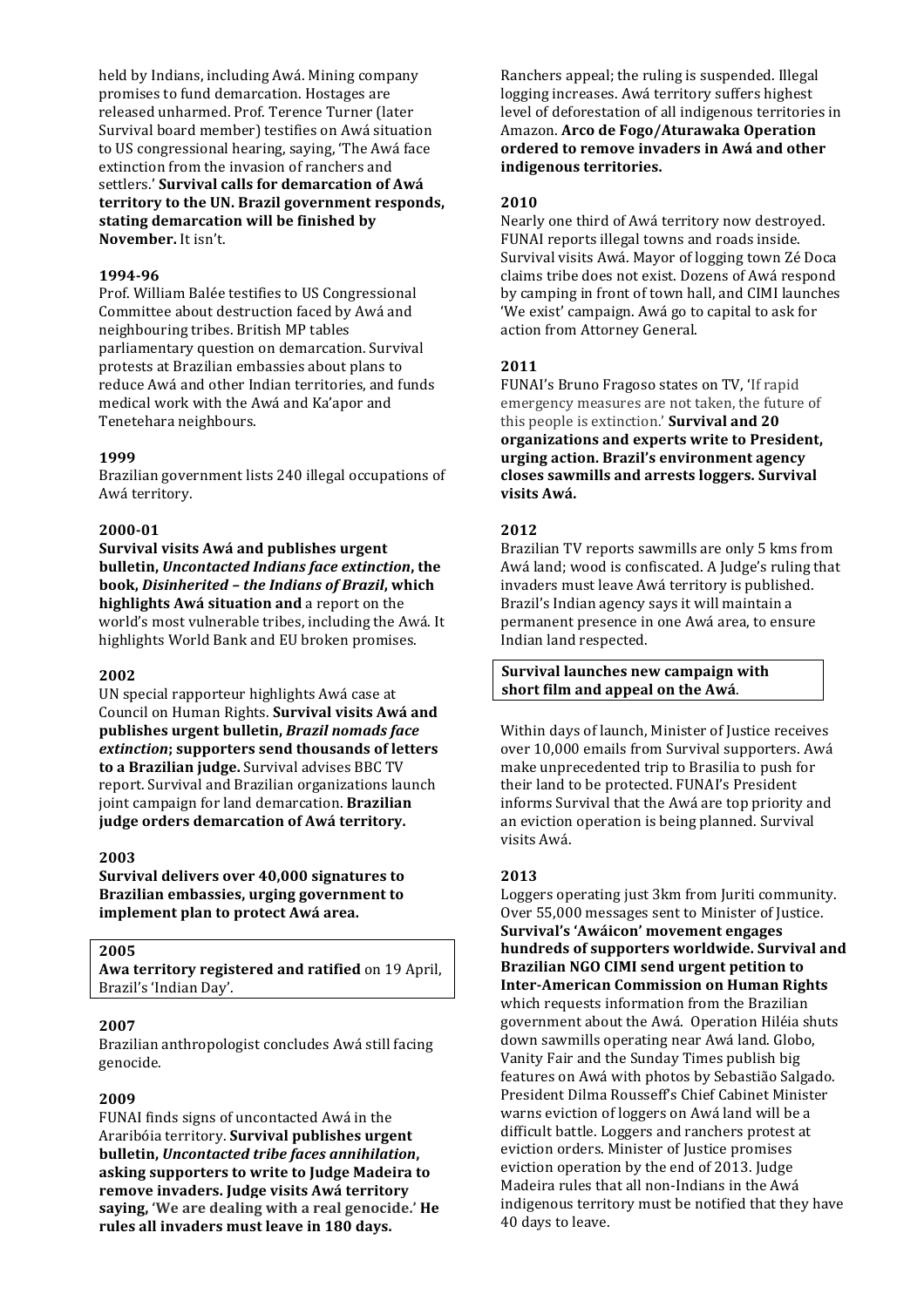held by Indians, including Awá. Mining company promises to fund demarcation. Hostages are released unharmed. Prof. Terence Turner (later Survival board member) testifies on Awá situation to US congressional hearing, saying, 'The Awá face extinction from the invasion of ranchers and settlers.' **Survival calls for demarcation of Awá territory to the UN. Brazil government responds, stating demarcation will be finished by November.** It isn't.

**1994-96**

Prof. William Balée testifies to US Congressional Committee about destruction faced by Awá and neighbouring tribes. British MP tables parliamentary question on demarcation. Survival protests at Brazilian embassies about plans to reduce Awá and other Indian territories, and funds medical work with the Awá and Ka'apor and Tenetehara neighbours.

**1999**

Brazilian government lists 240 illegal occupations of Awá territory.

**2000-01**

**Survival visits Awá and publishes urgent bulletin, *Uncontacted Indians face extinction*, the book, *Disinherited – the Indians of Brazil*, which highlights Awá situation and** a report on the world's most vulnerable tribes, including the Awá. It highlights World Bank and EU broken promises.

**2002**

UN special rapporteur highlights Awá case at Council on Human Rights. **Survival visits Awá and publishes urgent bulletin, *Brazil nomads face extinction*; supporters send thousands of letters to a Brazilian judge.** Survival advises BBC TV report. Survival and Brazilian organizations launch joint campaign for land demarcation. **Brazilian judge orders demarcation of Awá territory.**

**2003**

**Survival delivers over 40,000 signatures to Brazilian embassies, urging government to implement plan to protect Awá area.**

**2005**

**Awa territory registered and ratified** on 19 April, Brazil's 'Indian Day'.

**2007**

Brazilian anthropologist concludes Awá still facing genocide.

**2009**

FUNAI finds signs of uncontacted Awá in the Araribóia territory. **Survival publishes urgent bulletin, *Uncontacted tribe faces annihilation*, asking supporters to write to Judge Madeira to remove invaders. Judge visits Awá territory saying, 'We are dealing with a real genocide.' He rules all invaders must leave in 180 days.**

Ranchers appeal; the ruling is suspended. Illegal logging increases. Awá territory suffers highest level of deforestation of all indigenous territories in Amazon. **Arco de Fogo/Aturawaka Operation ordered to remove invaders in Awá and other indigenous territories.**

**2010**

Nearly one third of Awá territory now destroyed. FUNAI reports illegal towns and roads inside. Survival visits Awá. Mayor of logging town Zé Doca claims tribe does not exist. Dozens of Awá respond by camping in front of town hall, and CIMI launches 'We exist' campaign. Awá go to capital to ask for action from Attorney General.

**2011**

FUNAI's Bruno Fragoso states on TV, 'If rapid emergency measures are not taken, the future of this people is extinction.' **Survival and 20 organizations and experts write to President, urging action. Brazil's environment agency closes sawmills and arrests loggers. Survival visits Awá.**

**2012**

Brazilian TV reports sawmills are only 5 kms from Awá land; wood is confiscated. A Judge's ruling that invaders must leave Awá territory is published. Brazil's Indian agency says it will maintain a permanent presence in one Awá area, to ensure Indian land respected.

**Survival launches new campaign with short film and appeal on the Awá**.

Within days of launch, Minister of Justice receives over 10,000 emails from Survival supporters. Awá make unprecedented trip to Brasilia to push for their land to be protected. FUNAI's President informs Survival that the Awá are top priority and an eviction operation is being planned. Survival visits Awá.

**2013**

Loggers operating just 3km from Juriti community. Over 55,000 messages sent to Minister of Justice. **Survival's 'Awáicon' movement engages hundreds of supporters worldwide. Survival and Brazilian NGO CIMI send urgent petition to Inter-American Commission on Human Rights** which requests information from the Brazilian government about the Awá. Operation Hiléia shuts down sawmills operating near Awá land. Globo, Vanity Fair and the Sunday Times publish big features on Awá with photos by Sebastião Salgado. President Dilma Rousseff's Chief Cabinet Minister warns eviction of loggers on Awá land will be a difficult battle. Loggers and ranchers protest at eviction orders. Minister of Justice promises eviction operation by the end of 2013. Judge Madeira rules that all non-Indians in the Awá indigenous territory must be notified that they have 40 days to leave.